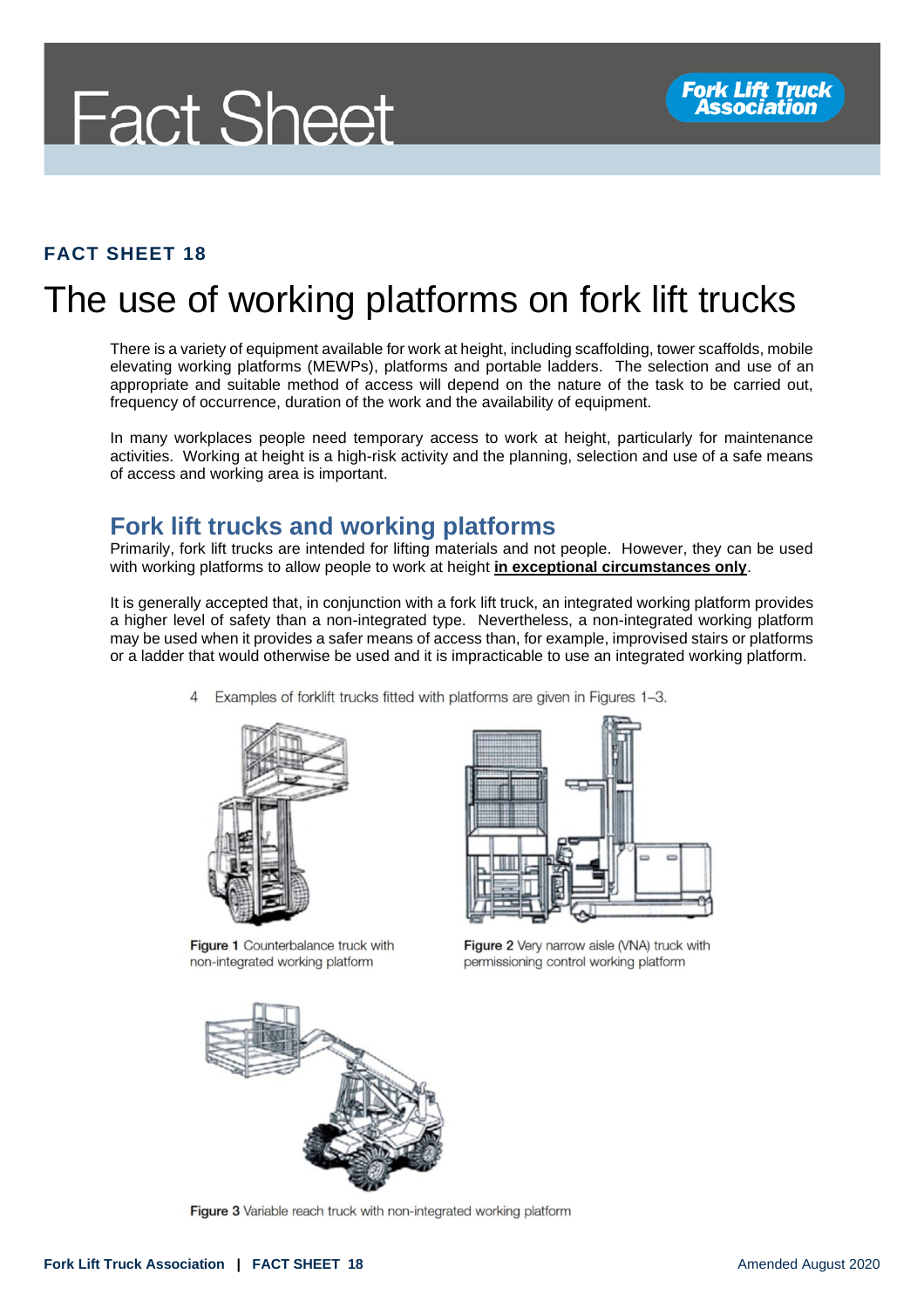# Fact Sheet

**FACT SHEET 18**

# The use of working platforms on fork lift trucks

There is a variety of equipment available for work at height, including scaffolding, tower scaffolds, mobile elevating working platforms (MEWPs), platforms and portable ladders. The selection and use of an appropriate and suitable method of access will depend on the nature of the task to be carried out, frequency of occurrence, duration of the work and the availability of equipment.

In many workplaces people need temporary access to work at height, particularly for maintenance activities. Working at height is a high-risk activity and the planning, selection and use of a safe means of access and working area is important.

## Fork lift trucks and working platforms

Primarily, fork lift trucks are intended for lifting materials and not people. However, they can be used with working platforms to allow people to work at height **in exceptional circumstances only**.

It is generally accepted that, in conjunction with a fork lift truck, an integrated working platform provides a higher level of safety than a non-integrated type. Nevertheless, a non-integrated working platform may be used when it provides a safer means of access than, for example, improvised stairs or platforms or a ladder that would otherwise be used and it is impracticable to use an integrated working platform.

4 Examples of forklift trucks fitted with platforms are given in Figures 1–3.

**Figure 1** Counterbalance truck with non-integrated working platform

**Figure 2** Very narrow aisle (VNA) truck with permissioning control working platform

**Figure 3** Variable reach truck with non-integrated working platform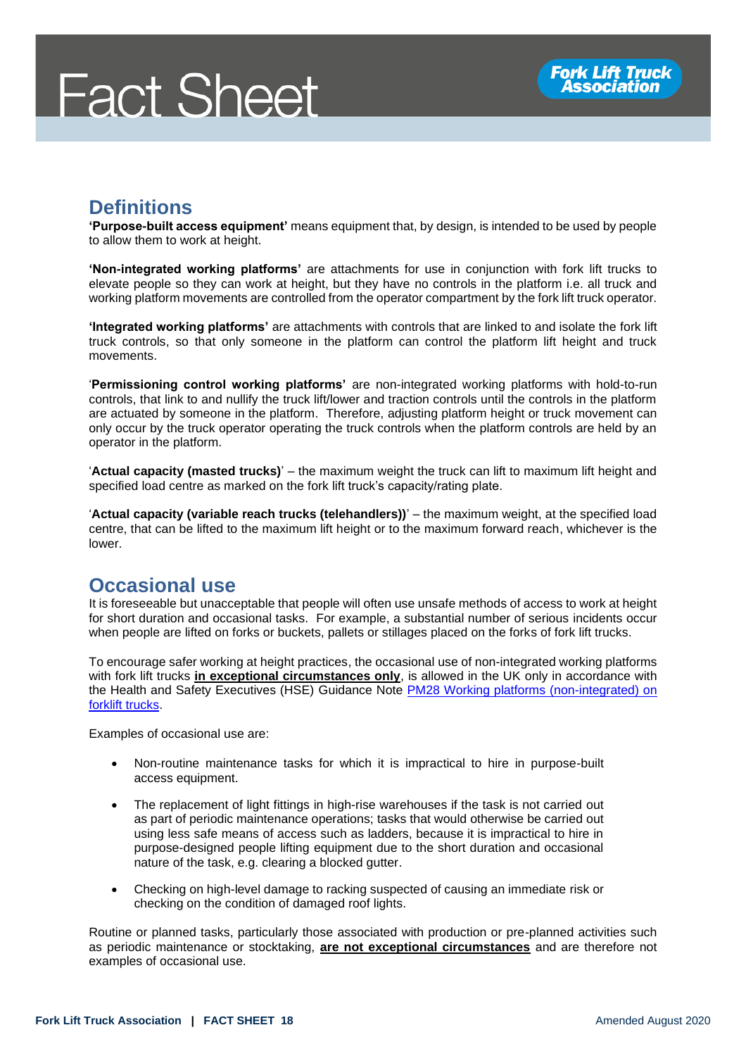## Definitions

**'Purpose-built access equipment'** means equipment that, by design, is intended to be used by people to allow them to work at height.

**'Non-integrated working platforms'** are attachments for use in conjunction with fork lift trucks to elevate people so they can work at height, but they have no controls in the platform i.e. all truck and working platform movements are controlled from the operator compartment by the fork lift truck operator.

**'Integrated working platforms'** are attachments with controls that are linked to and isolate the fork lift truck controls, so that only someone in the platform can control the platform lift height and truck movements.

'**Permissioning control working platforms'** are non-integrated working platforms with hold-to-run controls, that link to and nullify the truck lift/lower and traction controls until the controls in the platform are actuated by someone in the platform. Therefore, adjusting platform height or truck movement can only occur by the truck operator operating the truck controls when the platform controls are held by an operator in the platform.

'**Actual capacity (masted trucks)**' – the maximum weight the truck can lift to maximum lift height and specified load centre as marked on the fork lift truck's capacity/rating plate.

'**Actual capacity (variable reach trucks (telehandlers))**' – the maximum weight, at the specified load centre, that can be lifted to the maximum lift height or to the maximum forward reach, whichever is the lower.

## Occasional use

It is foreseeable but unacceptable that people will often use unsafe methods of access to work at height for short duration and occasional tasks. For example, a substantial number of serious incidents occur when people are lifted on forks or buckets, pallets or stillages placed on the forks of fork lift trucks.

To encourage safer working at height practices, the occasional use of non-integrated working platforms with fork lift trucks **in exceptional circumstances only**, is allowed in the UK only in accordance with the Health and Safety Executives (HSE) Guidance Note PM28 Working platforms (non-integrated) on forklift trucks.

Examples of occasional use are:

- Non-routine maintenance tasks for which it is impractical to hire in purpose-built access equipment.
- The replacement of light fittings in high-rise warehouses if the task is not carried out as part of periodic maintenance operations; tasks that would otherwise be carried out using less safe means of access such as ladders, because it is impractical to hire in purpose-designed people lifting equipment due to the short duration and occasional nature of the task, e.g. clearing a blocked gutter.
- Checking on high-level damage to racking suspected of causing an immediate risk or checking on the condition of damaged roof lights.

Routine or planned tasks, particularly those associated with production or pre-planned activities such as periodic maintenance or stocktaking, **are not exceptional circumstances** and are therefore not examples of occasional use.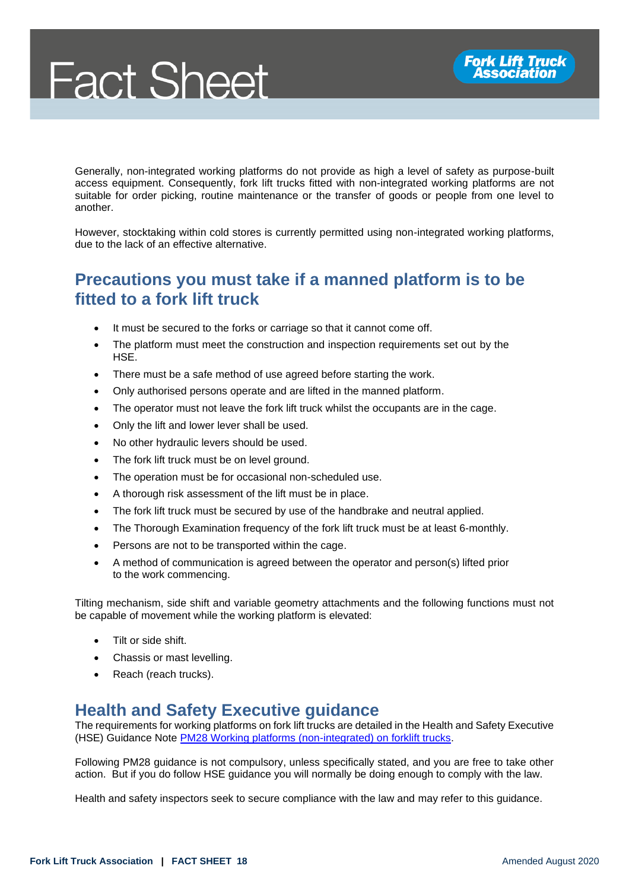Generally, non-integrated working platforms do not provide as high a level of safety as purpose-built access equipment. Consequently, fork lift trucks fitted with non-integrated working platforms are not suitable for order picking, routine maintenance or the transfer of goods or people from one level to another.

However, stocktaking within cold stores is currently permitted using non-integrated working platforms, due to the lack of an effective alternative.

## Precautions you must take if a manned platform is to be fitted to a fork lift truck

- It must be secured to the forks or carriage so that it cannot come off.
- The platform must meet the construction and inspection requirements set out by the HSE.
- There must be a safe method of use agreed before starting the work.
- Only authorised persons operate and are lifted in the manned platform.
- The operator must not leave the fork lift truck whilst the occupants are in the cage.
- Only the lift and lower lever shall be used.
- No other hydraulic levers should be used.
- The fork lift truck must be on level ground.
- The operation must be for occasional non-scheduled use.
- A thorough risk assessment of the lift must be in place.
- The fork lift truck must be secured by use of the handbrake and neutral applied.
- The Thorough Examination frequency of the fork lift truck must be at least 6-monthly.
- Persons are not to be transported within the cage.
- A method of communication is agreed between the operator and person(s) lifted prior to the work commencing.

Tilting mechanism, side shift and variable geometry attachments and the following functions must not be capable of movement while the working platform is elevated:

- Tilt or side shift.
- Chassis or mast levelling.
- Reach (reach trucks).

## Health and Safety Executive guidance

The requirements for working platforms on fork lift trucks are detailed in the Health and Safety Executive (HSE) Guidance Note PM28 Working platforms (non-integrated) on forklift trucks.

Following PM28 guidance is not compulsory, unless specifically stated, and you are free to take other action. But if you do follow HSE guidance you will normally be doing enough to comply with the law.

Health and safety inspectors seek to secure compliance with the law and may refer to this guidance.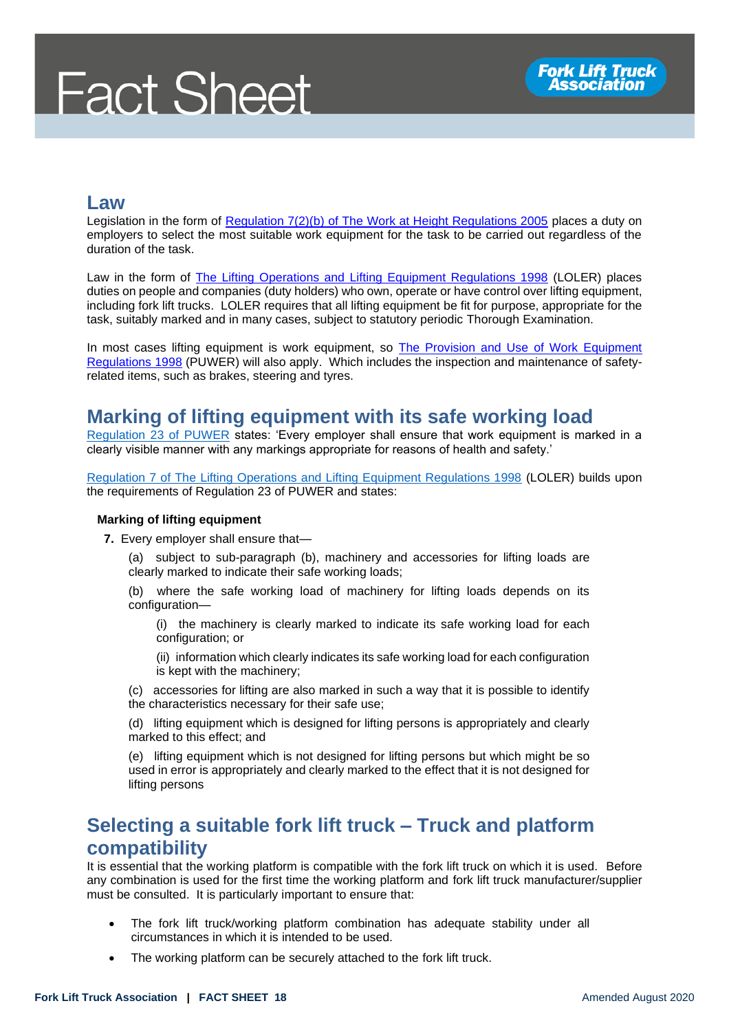## Law

Legislation in the form of [Regulation 7(2)(b) of The Work at Height Regulations 2005] places a duty on employers to select the most suitable work equipment for the task to be carried out regardless of the duration of the task.

Law in the form of [The Lifting Operations and Lifting Equipment Regulations 1998] (LOLER) places duties on people and companies (duty holders) who own, operate or have control over lifting equipment, including fork lift trucks. LOLER requires that all lifting equipment be fit for purpose, appropriate for the task, suitably marked and in many cases, subject to statutory periodic Thorough Examination.

In most cases lifting equipment is work equipment, so [The Provision and Use of Work Equipment Regulations 1998] (PUWER) will also apply. Which includes the inspection and maintenance of safety-related items, such as brakes, steering and tyres.

## Marking of lifting equipment with its safe working load

[Regulation 23 of PUWER] states: 'Every employer shall ensure that work equipment is marked in a clearly visible manner with any markings appropriate for reasons of health and safety.'

[Regulation 7 of The Lifting Operations and Lifting Equipment Regulations 1998] (LOLER) builds upon the requirements of Regulation 23 of PUWER and states:

**Marking of lifting equipment**

**7.** Every employer shall ensure that—

(a) subject to sub-paragraph (b), machinery and accessories for lifting loads are clearly marked to indicate their safe working loads;

(b) where the safe working load of machinery for lifting loads depends on its configuration—

(i) the machinery is clearly marked to indicate its safe working load for each configuration; or

(ii) information which clearly indicates its safe working load for each configuration is kept with the machinery;

(c) accessories for lifting are also marked in such a way that it is possible to identify the characteristics necessary for their safe use;

(d) lifting equipment which is designed for lifting persons is appropriately and clearly marked to this effect; and

(e) lifting equipment which is not designed for lifting persons but which might be so used in error is appropriately and clearly marked to the effect that it is not designed for lifting persons

## Selecting a suitable fork lift truck – Truck and platform compatibility

It is essential that the working platform is compatible with the fork lift truck on which it is used. Before any combination is used for the first time the working platform and fork lift truck manufacturer/supplier must be consulted. It is particularly important to ensure that:

- The fork lift truck/working platform combination has adequate stability under all circumstances in which it is intended to be used.
- The working platform can be securely attached to the fork lift truck.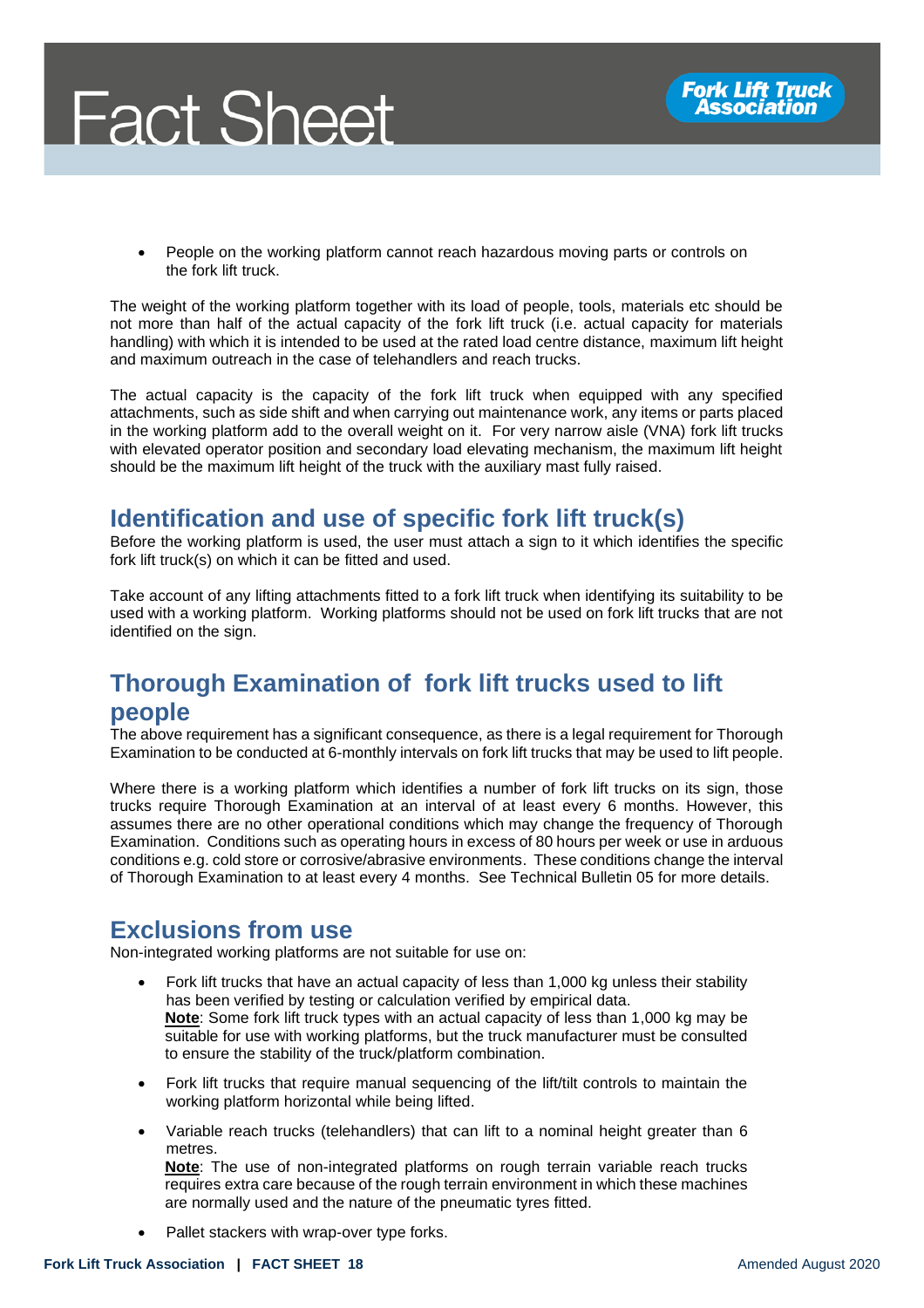- People on the working platform cannot reach hazardous moving parts or controls on the fork lift truck.

The weight of the working platform together with its load of people, tools, materials etc should be not more than half of the actual capacity of the fork lift truck (i.e. actual capacity for materials handling) with which it is intended to be used at the rated load centre distance, maximum lift height and maximum outreach in the case of telehandlers and reach trucks.

The actual capacity is the capacity of the fork lift truck when equipped with any specified attachments, such as side shift and when carrying out maintenance work, any items or parts placed in the working platform add to the overall weight on it. For very narrow aisle (VNA) fork lift trucks with elevated operator position and secondary load elevating mechanism, the maximum lift height should be the maximum lift height of the truck with the auxiliary mast fully raised.

## Identification and use of specific fork lift truck(s)

Before the working platform is used, the user must attach a sign to it which identifies the specific fork lift truck(s) on which it can be fitted and used.

Take account of any lifting attachments fitted to a fork lift truck when identifying its suitability to be used with a working platform. Working platforms should not be used on fork lift trucks that are not identified on the sign.

## Thorough Examination of fork lift trucks used to lift people

The above requirement has a significant consequence, as there is a legal requirement for Thorough Examination to be conducted at 6-monthly intervals on fork lift trucks that may be used to lift people.

Where there is a working platform which identifies a number of fork lift trucks on its sign, those trucks require Thorough Examination at an interval of at least every 6 months. However, this assumes there are no other operational conditions which may change the frequency of Thorough Examination. Conditions such as operating hours in excess of 80 hours per week or use in arduous conditions e.g. cold store or corrosive/abrasive environments. These conditions change the interval of Thorough Examination to at least every 4 months. See Technical Bulletin 05 for more details.

## Exclusions from use

Non-integrated working platforms are not suitable for use on:

- Fork lift trucks that have an actual capacity of less than 1,000 kg unless their stability has been verified by testing or calculation verified by empirical data.
  **Note**: Some fork lift truck types with an actual capacity of less than 1,000 kg may be suitable for use with working platforms, but the truck manufacturer must be consulted to ensure the stability of the truck/platform combination.
- Fork lift trucks that require manual sequencing of the lift/tilt controls to maintain the working platform horizontal while being lifted.
- Variable reach trucks (telehandlers) that can lift to a nominal height greater than 6 metres.
  **Note**: The use of non-integrated platforms on rough terrain variable reach trucks requires extra care because of the rough terrain environment in which these machines are normally used and the nature of the pneumatic tyres fitted.
- Pallet stackers with wrap-over type forks.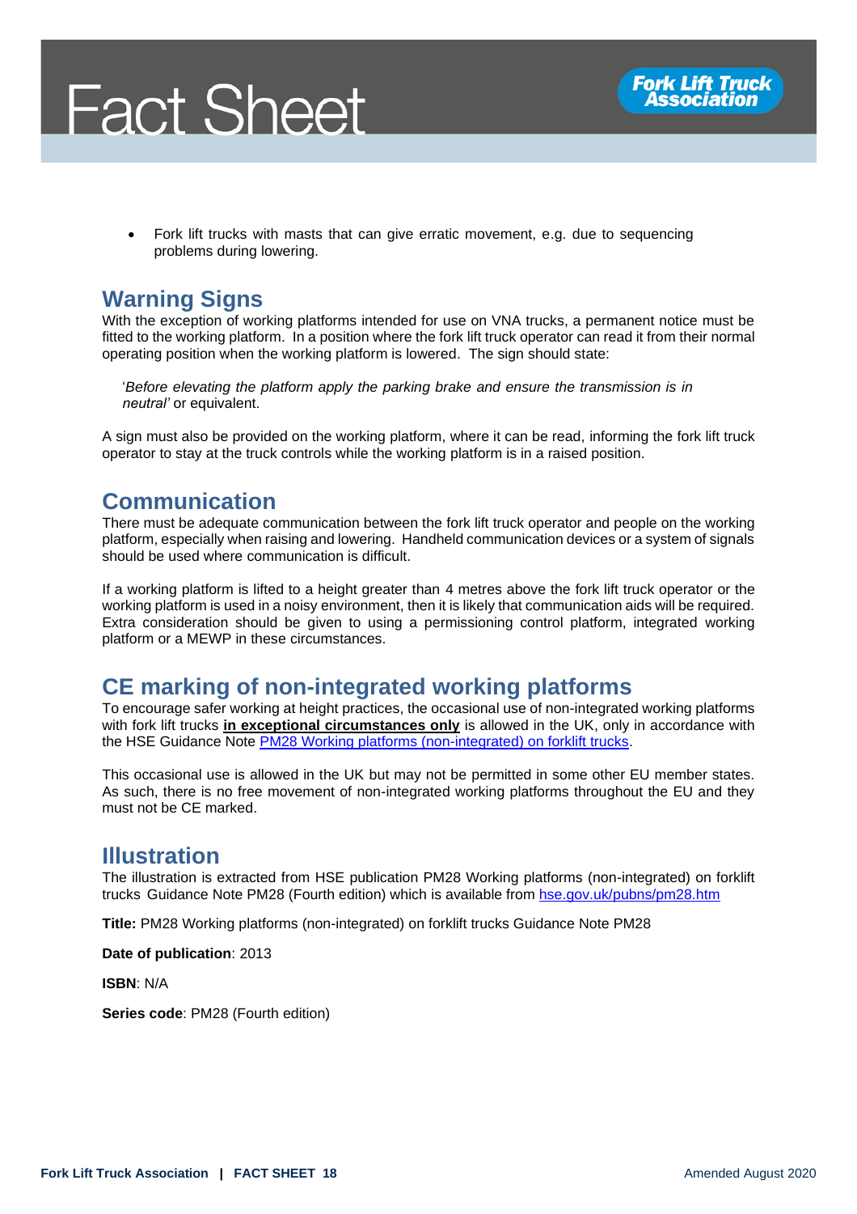- Fork lift trucks with masts that can give erratic movement, e.g. due to sequencing problems during lowering.

## Warning Signs

With the exception of working platforms intended for use on VNA trucks, a permanent notice must be fitted to the working platform. In a position where the fork lift truck operator can read it from their normal operating position when the working platform is lowered. The sign should state:

'*Before elevating the platform apply the parking brake and ensure the transmission is in neutral*' or equivalent.

A sign must also be provided on the working platform, where it can be read, informing the fork lift truck operator to stay at the truck controls while the working platform is in a raised position.

## Communication

There must be adequate communication between the fork lift truck operator and people on the working platform, especially when raising and lowering. Handheld communication devices or a system of signals should be used where communication is difficult.

If a working platform is lifted to a height greater than 4 metres above the fork lift truck operator or the working platform is used in a noisy environment, then it is likely that communication aids will be required. Extra consideration should be given to using a permissioning control platform, integrated working platform or a MEWP in these circumstances.

## CE marking of non-integrated working platforms

To encourage safer working at height practices, the occasional use of non-integrated working platforms with fork lift trucks **in exceptional circumstances only** is allowed in the UK, only in accordance with the HSE Guidance Note PM28 Working platforms (non-integrated) on forklift trucks.

This occasional use is allowed in the UK but may not be permitted in some other EU member states. As such, there is no free movement of non-integrated working platforms throughout the EU and they must not be CE marked.

## Illustration

The illustration is extracted from HSE publication PM28 Working platforms (non-integrated) on forklift trucks Guidance Note PM28 (Fourth edition) which is available from hse.gov.uk/pubns/pm28.htm

**Title:** PM28 Working platforms (non-integrated) on forklift trucks Guidance Note PM28

**Date of publication**: 2013

**ISBN**: N/A

**Series code**: PM28 (Fourth edition)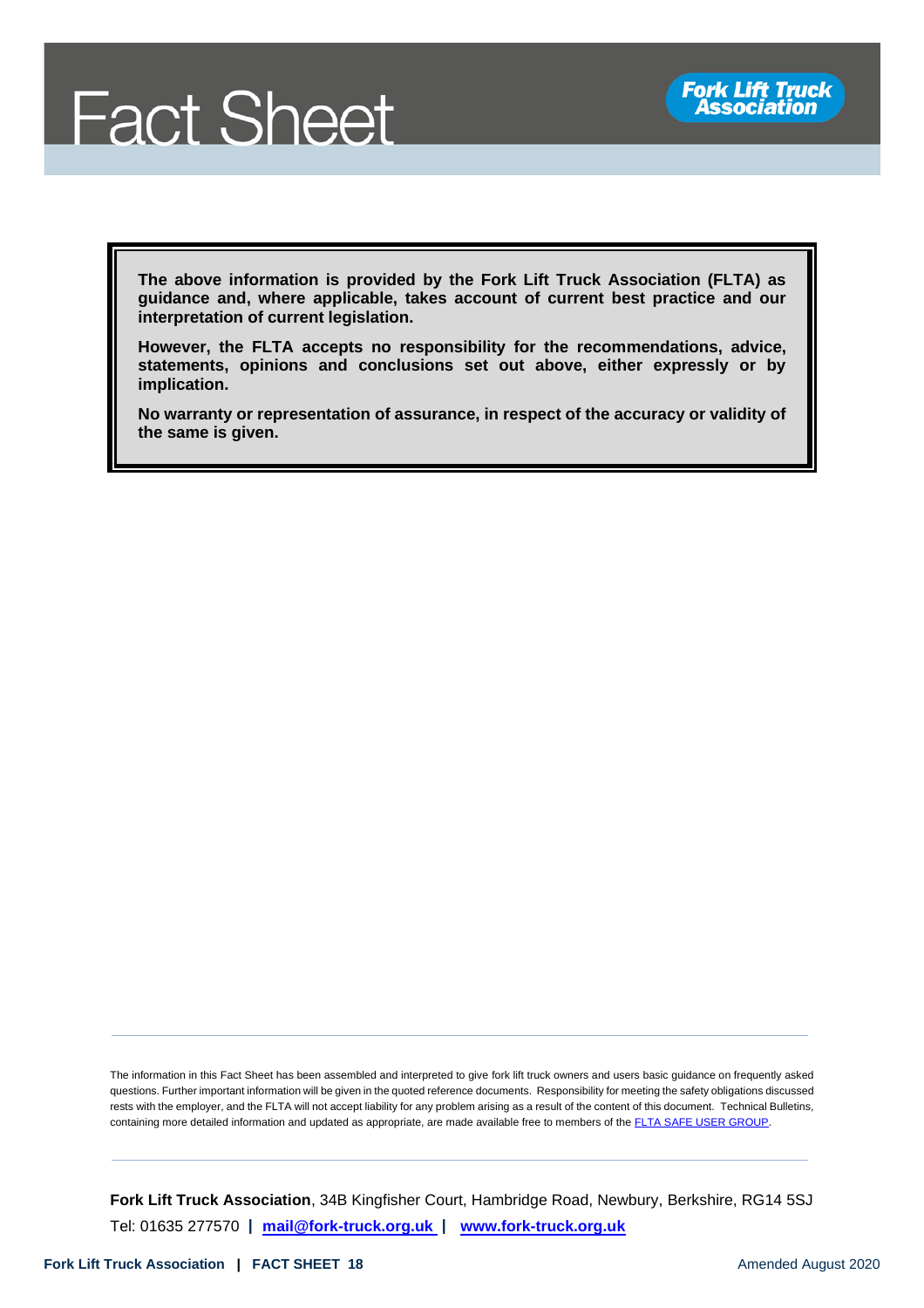**The above information is provided by the Fork Lift Truck Association (FLTA) as guidance and, where applicable, takes account of current best practice and our interpretation of current legislation.**

**However, the FLTA accepts no responsibility for the recommendations, advice, statements, opinions and conclusions set out above, either expressly or by implication.**

**No warranty or representation of assurance, in respect of the accuracy or validity of the same is given.**

---

The information in this Fact Sheet has been assembled and interpreted to give fork lift truck owners and users basic guidance on frequently asked questions. Further important information will be given in the quoted reference documents. Responsibility for meeting the safety obligations discussed rests with the employer, and the FLTA will not accept liability for any problem arising as a result of the content of this document. Technical Bulletins, containing more detailed information and updated as appropriate, are made available free to members of the FLTA SAFE USER GROUP.

---

**Fork Lift Truck Association**, 34B Kingfisher Court, Hambridge Road, Newbury, Berkshire, RG14 5SJ

Tel: 01635 277570 **|** **mail@fork-truck.org.uk** **|** **www.fork-truck.org.uk**

**Fork Lift Truck Association | FACT SHEET 18** Amended August 2020